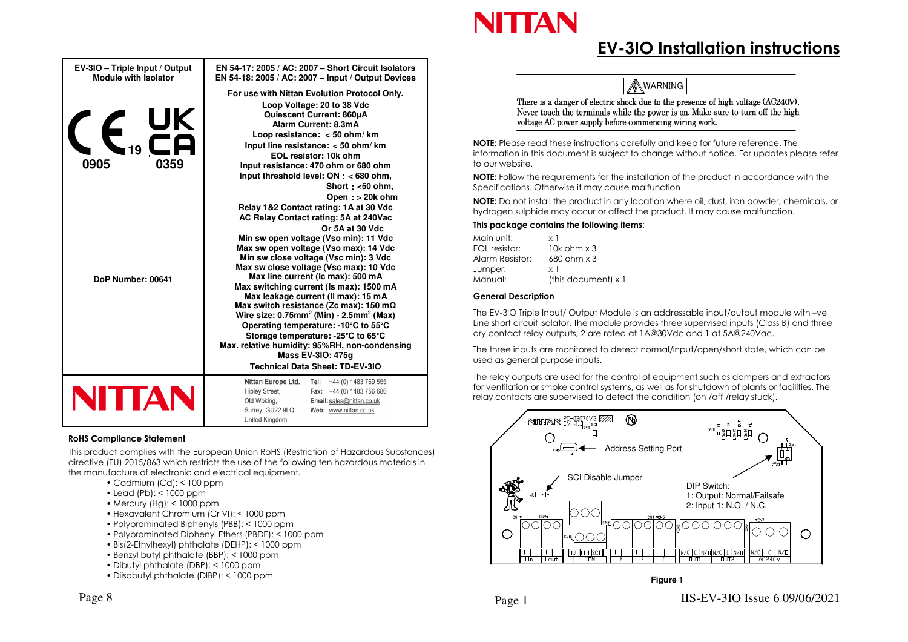| EV-3IO – Triple Input / Output Module with Isolator | EN 54-17: 2005 / AC: 2007 – Short Circuit Isolators EN 54-18: 2005 / AC: 2007 – Input / Output Devices |
|---|---|
| CE 19 0905 UK CA 0359 | **For use with Nittan Evolution Protocol Only.** Loop Voltage: 20 to 38 Vdc Quiescent Current: 860µA Alarm Current: 8.3mA Loop resistance: < 50 ohm/ km Input line resistance: < 50 ohm/ km EOL resistor: 10k ohm Input resistance: 470 ohm or 680 ohm Input threshold level: ON : < 680 ohm, Short : <50 ohm, Open : > 20k ohm |
| DoP Number: 00641 | Relay 1&2 Contact rating: 1A at 30 Vdc AC Relay Contact rating: 5A at 240Vac Or 5A at 30 Vdc Min sw open voltage (Vso min): 11 Vdc Max sw open voltage (Vso max): 14 Vdc Min sw close voltage (Vsc min): 3 Vdc Max sw close voltage (Vsc max): 10 Vdc Max line current (Ic max): 500 mA Max switching current (Is max): 1500 mA Max leakage current (Il max): 15 mA Max switch resistance (Zc max): 150 mΩ Wire size: 0.75mm$^2$ (Min) - 2.5mm$^2$ (Max) Operating temperature: -10°C to 55°C Storage temperature: -25°C to 65°C Max. relative humidity: 95%RH, non-condensing Mass EV-3IO: 475g Technical Data Sheet: TD-EV-3IO |
| NITTAN | Nittan Europe Ltd. Hipley Street, Old Woking, Surrey, GU22 9LQ United Kingdom — Tel: +44 (0) 1483 769 555 Fax: +44 (0) 1483 756 686 Email: sales@nittan.co.uk Web: www.nittan.co.uk |

### RoHS Compliance Statement

This product complies with the European Union RoHS (Restriction of Hazardous Substances) directive (EU) 2015/863 which restricts the use of the following ten hazardous materials in the manufacture of electronic and electrical equipment.

- Cadmium (Cd): < 100 ppm
- Lead (Pb): < 1000 ppm
- Mercury (Hg): < 1000 ppm
- Hexavalent Chromium (Cr VI): < 1000 ppm
- Polybrominated Biphenyls (PBB): < 1000 ppm
- Polybrominated Diphenyl Ethers (PBDE): < 1000 ppm
- Bis(2-Ethylhexyl) phthalate (DEHP): < 1000 ppm
- Benzyl butyl phthalate (BBP): < 1000 ppm
- Dibutyl phthalate (DBP): < 1000 ppm
- Diisobutyl phthalate (DIBP): < 1000 ppm

NITTAN

# EV-3IO Installation instructions

**WARNING**

There is a danger of electric shock due to the presence of high voltage (AC240V). Never touch the terminals while the power is on. Make sure to turn off the high voltage AC power supply before commencing wiring work.

**NOTE:** Please read these instructions carefully and keep for future reference. The information in this document is subject to change without notice. For updates please refer to our website.

**NOTE:** Follow the requirements for the installation of the product in accordance with the Specifications. Otherwise it may cause malfunction

**NOTE:** Do not install the product in any location where oil, dust, iron powder, chemicals, or hydrogen sulphide may occur or affect the product. It may cause malfunction.

**This package contains the following items**:

| | |
|---|---|
| Main unit: | x 1 |
| EOL resistor: | 10k ohm x 3 |
| Alarm Resistor: | 680 ohm x 3 |
| Jumper: | x 1 |
| Manual: | (this document) x 1 |

### General Description

The EV-3IO Triple Input/ Output Module is an addressable input/output module with –ve Line short circuit isolator. The module provides three supervised inputs (Class B) and three dry contact relay outputs, 2 are rated at 1A@30Vdc and 1 at 5A@240Vac.

The three inputs are monitored to detect normal/input/open/short state, which can be used as general purpose inputs.

The relay outputs are used for the control of equipment such as dampers and extractors for ventilation or smoke control systems, as well as for shutdown of plants or facilities. The relay contacts are supervised to detect the condition (on /off /relay stuck).

Address Setting Port

SCI Disable Jumper

DIP Switch:
1: Output: Normal/Failsafe
2: Input 1: N.O. / N.C.

Figure 1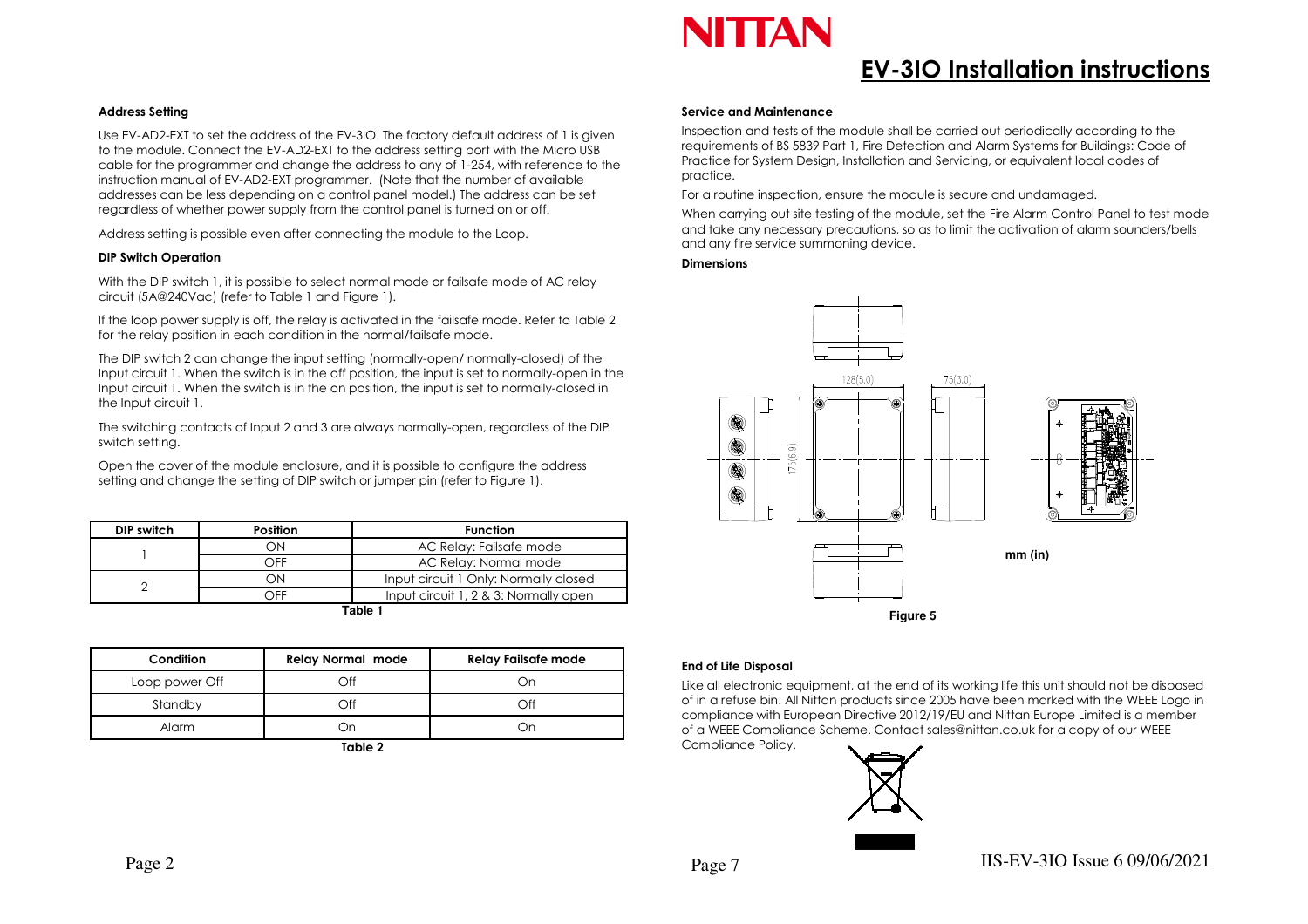### Address Setting

Use EV-AD2-EXT to set the address of the EV-3IO. The factory default address of 1 is given to the module. Connect the EV-AD2-EXT to the address setting port with the Micro USB cable for the programmer and change the address to any of 1-254, with reference to the instruction manual of EV-AD2-EXT programmer. (Note that the number of available addresses can be less depending on a control panel model.) The address can be set regardless of whether power supply from the control panel is turned on or off.

Address setting is possible even after connecting the module to the Loop.

### DIP Switch Operation

With the DIP switch 1, it is possible to select normal mode or failsafe mode of AC relay circuit (5A@240Vac) (refer to Table 1 and Figure 1).

If the loop power supply is off, the relay is activated in the failsafe mode. Refer to Table 2 for the relay position in each condition in the normal/failsafe mode.

The DIP switch 2 can change the input setting (normally-open/ normally-closed) of the Input circuit 1. When the switch is in the off position, the input is set to normally-open in the Input circuit 1. When the switch is in the on position, the input is set to normally-closed in the Input circuit 1.

The switching contacts of Input 2 and 3 are always normally-open, regardless of the DIP switch setting.

Open the cover of the module enclosure, and it is possible to configure the address setting and change the setting of DIP switch or jumper pin (refer to Figure 1).

| DIP switch | Position | Function |
|---|---|---|
| 1 | ON | AC Relay: Failsafe mode |
| | OFF | AC Relay: Normal mode |
| 2 | ON | Input circuit 1 Only: Normally closed |
| | OFF | Input circuit 1, 2 & 3: Normally open |

Table 1

| Condition | Relay Normal mode | Relay Failsafe mode |
|---|---|---|
| Loop power Off | Off | On |
| Standby | Off | Off |
| Alarm | On | On |

Table 2

### Service and Maintenance

Inspection and tests of the module shall be carried out periodically according to the requirements of BS 5839 Part 1, Fire Detection and Alarm Systems for Buildings: Code of Practice for System Design, Installation and Servicing, or equivalent local codes of practice.

For a routine inspection, ensure the module is secure and undamaged.

When carrying out site testing of the module, set the Fire Alarm Control Panel to test mode and take any necessary precautions, so as to limit the activation of alarm sounders/bells and any fire service summoning device.

### Dimensions

128(5.0) 75(3.0) 175(6.9)

mm (in)

Figure 5

### End of Life Disposal

Like all electronic equipment, at the end of its working life this unit should not be disposed of in a refuse bin. All Nittan products since 2005 have been marked with the WEEE Logo in compliance with European Directive 2012/19/EU and Nittan Europe Limited is a member of a WEEE Compliance Scheme. Contact sales@nittan.co.uk for a copy of our WEEE Compliance Policy.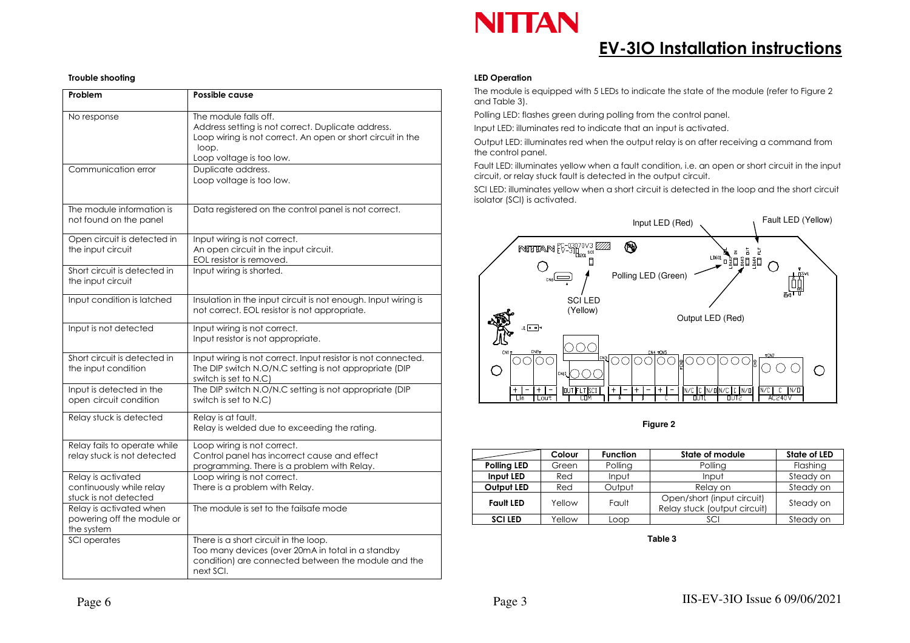# EV-3IO Installation instructions

### Trouble shooting

| Problem | Possible cause |
|---|---|
| No response | The module falls off.<br>Address setting is not correct. Duplicate address.<br>Loop wiring is not correct. An open or short circuit in the loop.<br>Loop voltage is too low. |
| Communication error | Duplicate address.<br>Loop voltage is too low. |
| The module information is not found on the panel | Data registered on the control panel is not correct. |
| Open circuit is detected in the input circuit | Input wiring is not correct.<br>An open circuit in the input circuit.<br>EOL resistor is removed. |
| Short circuit is detected in the input circuit | Input wiring is shorted. |
| Input condition is latched | Insulation in the input circuit is not enough. Input wiring is not correct. EOL resistor is not appropriate. |
| Input is not detected | Input wiring is not correct.<br>Input resistor is not appropriate. |
| Short circuit is detected in the input condition | Input wiring is not correct. Input resistor is not connected.<br>The DIP switch N.O/N.C setting is not appropriate (DIP switch is set to N.C) |
| Input is detected in the open circuit condition | The DIP switch N.O/N.C setting is not appropriate (DIP switch is set to N.C) |
| Relay stuck is detected | Relay is at fault.<br>Relay is welded due to exceeding the rating. |
| Relay fails to operate while relay stuck is not detected | Loop wiring is not correct.<br>Control panel has incorrect cause and effect programming. There is a problem with Relay. |
| Relay is activated continuously while relay stuck is not detected | Loop wiring is not correct.<br>There is a problem with Relay. |
| Relay is activated when powering off the module or the system | The module is set to the failsafe mode |
| SCI operates | There is a short circuit in the loop.<br>Too many devices (over 20mA in total in a standby condition) are connected between the module and the next SCI. |

### LED Operation

The module is equipped with 5 LEDs to indicate the state of the module (refer to Figure 2 and Table 3).

Polling LED: flashes green during polling from the control panel.

Input LED: illuminates red to indicate that an input is activated.

Output LED: illuminates red when the output relay is on after receiving a command from the control panel.

Fault LED: illuminates yellow when a fault condition, i.e. an open or short circuit in the input circuit, or relay stuck fault is detected in the output circuit.

SCI LED: illuminates yellow when a short circuit is detected in the loop and the short circuit isolator (SCI) is activated.

Input LED (Red)

Fault LED (Yellow)

Polling LED (Green)

SCI LED (Yellow)

Output LED (Red)

**Figure 2**

| | Colour | Function | State of module | State of LED |
|---|---|---|---|---|
| **Polling LED** | Green | Polling | Polling | Flashing |
| **Input LED** | Red | Input | Input | Steady on |
| **Output LED** | Red | Output | Relay on | Steady on |
| **Fault LED** | Yellow | Fault | Open/short (input circuit)<br>Relay stuck (output circuit) | Steady on |
| **SCI LED** | Yellow | Loop | SCI | Steady on |

**Table 3**

IIS-EV-3IO Issue 6 09/06/2021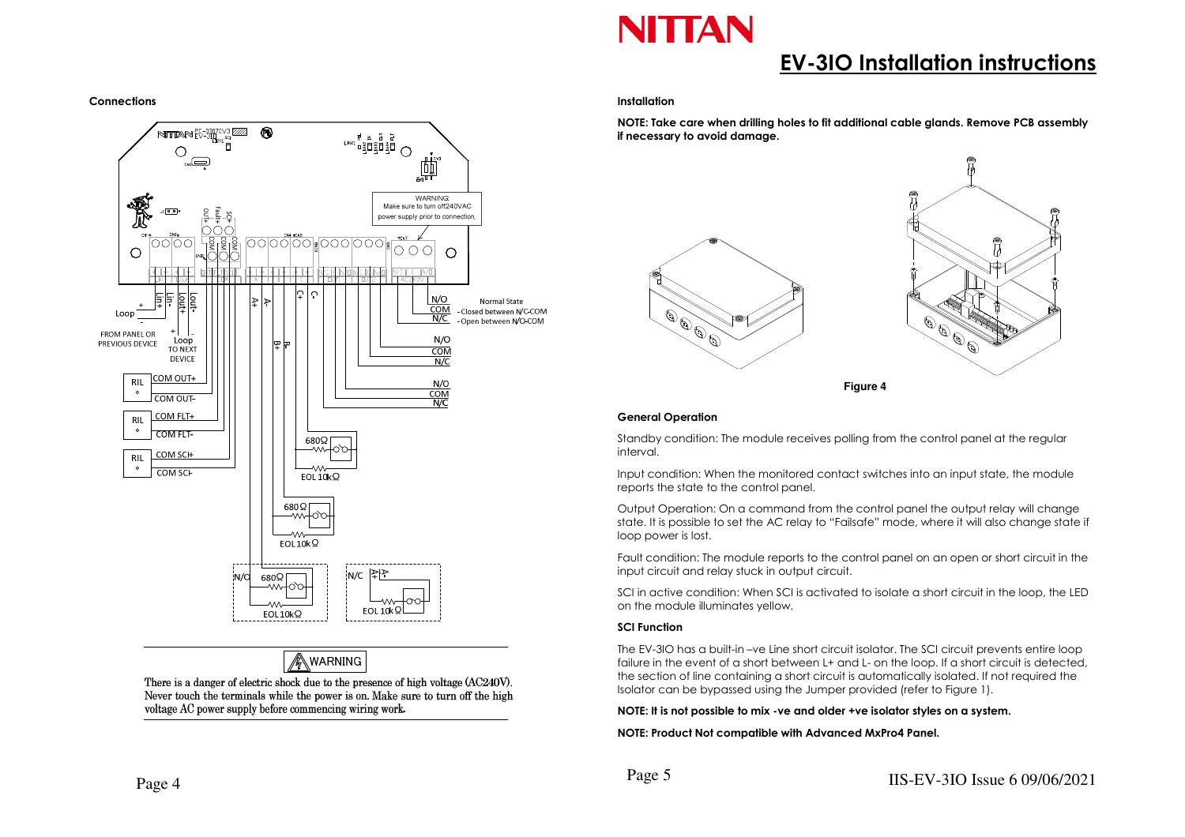# EV-3IO Installation instructions

## Connections

Loop + -
FROM PANEL OR PREVIOUS DEVICE
Loop + - TO NEXT DEVICE
Lin+ Lin- Lout- Lout+
A+ A-
B+ B-
C+ C-
N/O COM N/C
Normal State
- Closed between N/C-COM
- Open between N/O-COM
N/O COM N/C
N/O COM N/C
RIL COM OUT+ COM OUT-
RIL COM FLT+ COM FLT-
RIL COM SCI+ COM SCI-
680Ω EOL 10kΩ
680Ω EOL 10kΩ
N/O 680Ω EOL 10kΩ
N/C EOL 10kΩ

WARNING: Make sure to turn off 240VAC power supply prior to connection.

**WARNING**

There is a danger of electric shock due to the presence of high voltage (AC240V). Never touch the terminals while the power is on. Make sure to turn off the high voltage AC power supply before commencing wiring work.

## Installation

**NOTE: Take care when drilling holes to fit additional cable glands. Remove PCB assembly if necessary to avoid damage.**

Figure 4

### General Operation

Standby condition: The module receives polling from the control panel at the regular interval.

Input condition: When the monitored contact switches into an input state, the module reports the state to the control panel.

Output Operation: On a command from the control panel the output relay will change state. It is possible to set the AC relay to "Failsafe" mode, where it will also change state if loop power is lost.

Fault condition: The module reports to the control panel on an open or short circuit in the input circuit and relay stuck in output circuit.

SCI in active condition: When SCI is activated to isolate a short circuit in the loop, the LED on the module illuminates yellow.

### SCI Function

The EV-3IO has a built-in –ve Line short circuit isolator. The SCI circuit prevents entire loop failure in the event of a short between L+ and L- on the loop. If a short circuit is detected, the section of line containing a short circuit is automatically isolated. If not required the Isolator can be bypassed using the Jumper provided (refer to Figure 1).

**NOTE: It is not possible to mix -ve and older +ve isolator styles on a system.**

**NOTE: Product Not compatible with Advanced MxPro4 Panel.**

IIS-EV-3IO Issue 6 09/06/2021